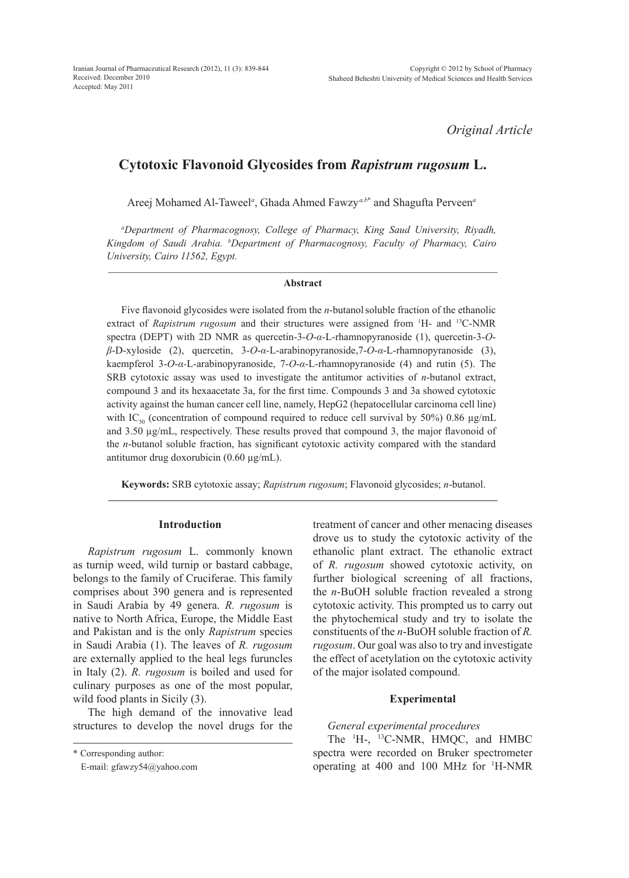*Original Article*

# Cytotoxic Flavonoid Glycosides from *Rapistrum rugosum* L.

Areej Mohamed Al-Taweel[a], Ghada Ahmed Fawzy[a,b*] and Shagufta Perveen[a]

[a]*Department of Pharmacognosy, College of Pharmacy, King Saud University, Riyadh, Kingdom of Saudi Arabia.* [b]*Department of Pharmacognosy, Faculty of Pharmacy, Cairo University, Cairo 11562, Egypt.*

## Abstract

Five flavonoid glycosides were isolated from the *n*-butanol soluble fraction of the ethanolic extract of *Rapistrum rugosum* and their structures were assigned from $^{1}$H- and $^{13}$C-NMR spectra (DEPT) with 2D NMR as quercetin-3-*O*-*α*-L-rhamnopyranoside (1), quercetin-3-*O*-*β*-D-xyloside (2), quercetin, 3-*O*-*α*-L-arabinopyranoside,7-*O*-*α*-L-rhamnopyranoside (3), kaempferol 3-*O*-*α*-L-arabinopyranoside, 7-*O*-*α*-L-rhamnopyranoside (4) and rutin (5). The SRB cytotoxic assay was used to investigate the antitumor activities of *n*-butanol extract, compound 3 and its hexaacetate 3a, for the first time. Compounds 3 and 3a showed cytotoxic activity against the human cancer cell line, namely, HepG2 (hepatocellular carcinoma cell line) with $IC_{50}$ (concentration of compound required to reduce cell survival by 50%) 0.86 μg/mL and 3.50 μg/mL, respectively. These results proved that compound 3, the major flavonoid of the *n*-butanol soluble fraction, has significant cytotoxic activity compared with the standard antitumor drug doxorubicin (0.60 μg/mL).

**Keywords:** SRB cytotoxic assay; *Rapistrum rugosum*; Flavonoid glycosides; *n*-butanol.

## Introduction

*Rapistrum rugosum* L. commonly known as turnip weed, wild turnip or bastard cabbage, belongs to the family of Cruciferae. This family comprises about 390 genera and is represented in Saudi Arabia by 49 genera. *R. rugosum* is native to North Africa, Europe, the Middle East and Pakistan and is the only *Rapistrum* species in Saudi Arabia (1). The leaves of *R. rugosum* are externally applied to the heal legs furuncles in Italy (2). *R. rugosum* is boiled and used for culinary purposes as one of the most popular, wild food plants in Sicily (3).

The high demand of the innovative lead structures to develop the novel drugs for the treatment of cancer and other menacing diseases drove us to study the cytotoxic activity of the ethanolic plant extract. The ethanolic extract of *R. rugosum* showed cytotoxic activity, on further biological screening of all fractions, the *n*-BuOH soluble fraction revealed a strong cytotoxic activity. This prompted us to carry out the phytochemical study and try to isolate the constituents of the *n*-BuOH soluble fraction of *R. rugosum*. Our goal was also to try and investigate the effect of acetylation on the cytotoxic activity of the major isolated compound.

## Experimental

*General experimental procedures*

The $^{1}$H-, $^{13}$C-NMR, HMQC, and HMBC spectra were recorded on Bruker spectrometer operating at 400 and 100 MHz for $^{1}$H-NMR

\* Corresponding author:

E-mail: gfawzy54@yahoo.com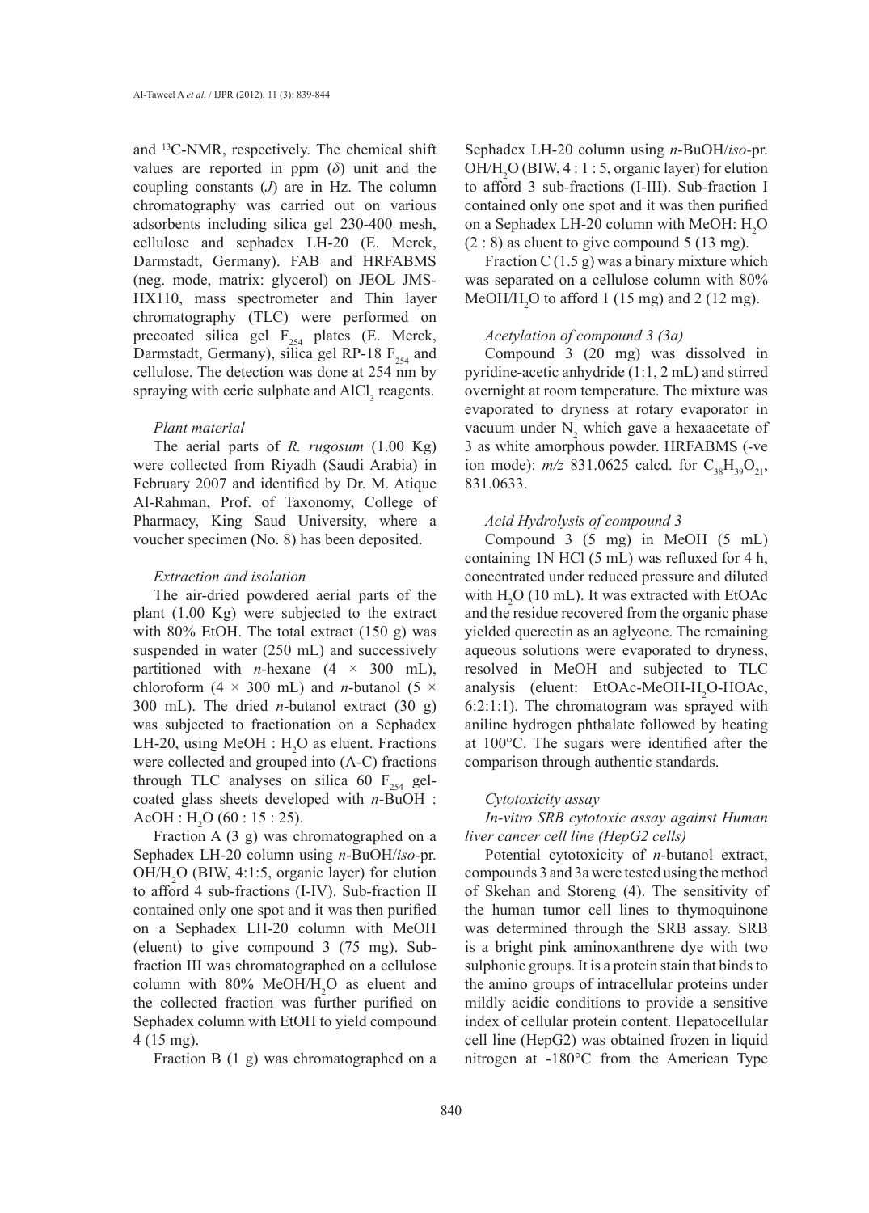and $^{13}$C-NMR, respectively. The chemical shift values are reported in ppm ($\delta$) unit and the coupling constants ($J$) are in Hz. The column chromatography was carried out on various adsorbents including silica gel 230-400 mesh, cellulose and sephadex LH-20 (E. Merck, Darmstadt, Germany). FAB and HRFABMS (neg. mode, matrix: glycerol) on JEOL JMS-HX110, mass spectrometer and Thin layer chromatography (TLC) were performed on precoated silica gel $F_{254}$ plates (E. Merck, Darmstadt, Germany), silica gel RP-18 $F_{254}$ and cellulose. The detection was done at 254 nm by spraying with ceric sulphate and $AlCl_3$ reagents.

### *Plant material*

The aerial parts of *R. rugosum* (1.00 Kg) were collected from Riyadh (Saudi Arabia) in February 2007 and identified by Dr. M. Atique Al-Rahman, Prof. of Taxonomy, College of Pharmacy, King Saud University, where a voucher specimen (No. 8) has been deposited.

### *Extraction and isolation*

The air-dried powdered aerial parts of the plant (1.00 Kg) were subjected to the extract with 80% EtOH. The total extract (150 g) was suspended in water (250 mL) and successively partitioned with *n*-hexane (4 × 300 mL), chloroform (4 × 300 mL) and *n*-butanol (5 × 300 mL). The dried *n*-butanol extract (30 g) was subjected to fractionation on a Sephadex LH-20, using MeOH : $H_2O$ as eluent. Fractions were collected and grouped into (A-C) fractions through TLC analyses on silica 60 $F_{254}$ gel-coated glass sheets developed with *n*-BuOH : AcOH : $H_2O$ (60 : 15 : 25).

Fraction A (3 g) was chromatographed on a Sephadex LH-20 column using *n*-BuOH/*iso*-pr. OH/$H_2O$ (BIW, 4:1:5, organic layer) for elution to afford 4 sub-fractions (I-IV). Sub-fraction II contained only one spot and it was then purified on a Sephadex LH-20 column with MeOH (eluent) to give compound 3 (75 mg). Sub-fraction III was chromatographed on a cellulose column with 80% MeOH/$H_2O$ as eluent and the collected fraction was further purified on Sephadex column with EtOH to yield compound 4 (15 mg).

Fraction B (1 g) was chromatographed on a Sephadex LH-20 column using *n*-BuOH/*iso*-pr. OH/$H_2O$ (BIW, 4 : 1 : 5, organic layer) for elution to afford 3 sub-fractions (I-III). Sub-fraction I contained only one spot and it was then purified on a Sephadex LH-20 column with MeOH: $H_2O$ (2 : 8) as eluent to give compound 5 (13 mg).

Fraction C (1.5 g) was a binary mixture which was separated on a cellulose column with 80% MeOH/$H_2O$ to afford 1 (15 mg) and 2 (12 mg).

### *Acetylation of compound 3 (3a)*

Compound 3 (20 mg) was dissolved in pyridine-acetic anhydride (1:1, 2 mL) and stirred overnight at room temperature. The mixture was evaporated to dryness at rotary evaporator in vacuum under $N_2$ which gave a hexaacetate of 3 as white amorphous powder. HRFABMS (-ve ion mode): *m/z* 831.0625 calcd. for $C_{38}H_{39}O_{21}$, 831.0633.

### *Acid Hydrolysis of compound 3*

Compound 3 (5 mg) in MeOH (5 mL) containing 1N HCl (5 mL) was refluxed for 4 h, concentrated under reduced pressure and diluted with $H_2O$ (10 mL). It was extracted with EtOAc and the residue recovered from the organic phase yielded quercetin as an aglycone. The remaining aqueous solutions were evaporated to dryness, resolved in MeOH and subjected to TLC analysis (eluent: EtOAc-MeOH-$H_2O$-HOAc, 6:2:1:1). The chromatogram was sprayed with aniline hydrogen phthalate followed by heating at 100°C. The sugars were identified after the comparison through authentic standards.

### *Cytotoxicity assay*

#### *In-vitro SRB cytotoxic assay against Human liver cancer cell line (HepG2 cells)*

Potential cytotoxicity of *n*-butanol extract, compounds 3 and 3a were tested using the method of Skehan and Storeng (4). The sensitivity of the human tumor cell lines to thymoquinone was determined through the SRB assay. SRB is a bright pink aminoxanthrene dye with two sulphonic groups. It is a protein stain that binds to the amino groups of intracellular proteins under mildly acidic conditions to provide a sensitive index of cellular protein content. Hepatocellular cell line (HepG2) was obtained frozen in liquid nitrogen at -180°C from the American Type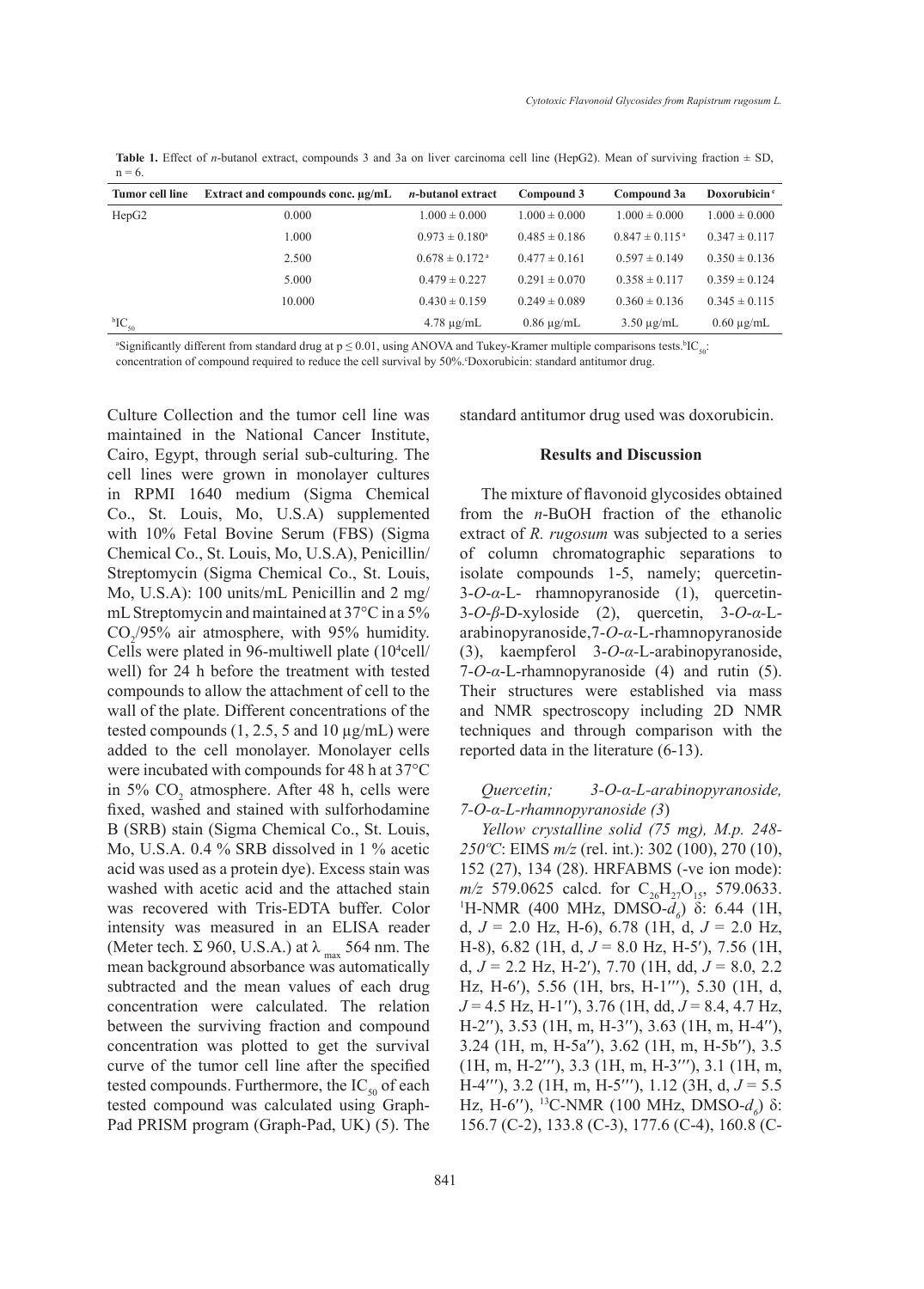**Table 1.** Effect of *n*-butanol extract, compounds 3 and 3a on liver carcinoma cell line (HepG2). Mean of surviving fraction ± SD, n = 6.

| Tumor cell line | Extract and compounds conc. µg/mL | *n*-butanol extract | Compound 3 | Compound 3a | Doxorubicin [c] |
|---|---|---|---|---|---|
| HepG2 | 0.000 | 1.000 ± 0.000 | 1.000 ± 0.000 | 1.000 ± 0.000 | 1.000 ± 0.000 |
| | 1.000 | 0.973 ± 0.180[a] | 0.485 ± 0.186 | 0.847 ± 0.115[a] | 0.347 ± 0.117 |
| | 2.500 | 0.678 ± 0.172[a] | 0.477 ± 0.161 | 0.597 ± 0.149 | 0.350 ± 0.136 |
| | 5.000 | 0.479 ± 0.227 | 0.291 ± 0.070 | 0.358 ± 0.117 | 0.359 ± 0.124 |
| | 10.000 | 0.430 ± 0.159 | 0.249 ± 0.089 | 0.360 ± 0.136 | 0.345 ± 0.115 |
| [b]$IC_{50}$ | | 4.78 µg/mL | 0.86 µg/mL | 3.50 µg/mL | 0.60 µg/mL |

[a]Significantly different from standard drug at p ≤ 0.01, using ANOVA and Tukey-Kramer multiple comparisons tests.[b]$IC_{50}$: concentration of compound required to reduce the cell survival by 50%.[c]Doxorubicin: standard antitumor drug.

Culture Collection and the tumor cell line was maintained in the National Cancer Institute, Cairo, Egypt, through serial sub-culturing. The cell lines were grown in monolayer cultures in RPMI 1640 medium (Sigma Chemical Co., St. Louis, Mo, U.S.A) supplemented with 10% Fetal Bovine Serum (FBS) (Sigma Chemical Co., St. Louis, Mo, U.S.A), Penicillin/Streptomycin (Sigma Chemical Co., St. Louis, Mo, U.S.A): 100 units/mL Penicillin and 2 mg/mL Streptomycin and maintained at 37°C in a 5% $CO_2$/95% air atmosphere, with 95% humidity. Cells were plated in 96-multiwell plate ($10^4$cell/well) for 24 h before the treatment with tested compounds to allow the attachment of cell to the wall of the plate. Different concentrations of the tested compounds (1, 2.5, 5 and 10 µg/mL) were added to the cell monolayer. Monolayer cells were incubated with compounds for 48 h at 37°C in 5% $CO_2$ atmosphere. After 48 h, cells were fixed, washed and stained with sulforhodamine B (SRB) stain (Sigma Chemical Co., St. Louis, Mo, U.S.A. 0.4 % SRB dissolved in 1 % acetic acid was used as a protein dye). Excess stain was washed with acetic acid and the attached stain was recovered with Tris-EDTA buffer. Color intensity was measured in an ELISA reader (Meter tech. Σ 960, U.S.A.) at $\lambda_{max}$ 564 nm. The mean background absorbance was automatically subtracted and the mean values of each drug concentration were calculated. The relation between the surviving fraction and compound concentration was plotted to get the survival curve of the tumor cell line after the specified tested compounds. Furthermore, the $IC_{50}$ of each tested compound was calculated using Graph-Pad PRISM program (Graph-Pad, UK) (5). The standard antitumor drug used was doxorubicin.

## Results and Discussion

The mixture of flavonoid glycosides obtained from the *n*-BuOH fraction of the ethanolic extract of *R. rugosum* was subjected to a series of column chromatographic separations to isolate compounds 1-5, namely; quercetin-3-*O*-*α*-L- rhamnopyranoside (1), quercetin-3-*O*-*β*-D-xyloside (2), quercetin, 3-*O*-*α*-L-arabinopyranoside,7-*O*-*α*-L-rhamnopyranoside (3), kaempferol 3-*O*-*α*-L-arabinopyranoside, 7-*O*-*α*-L-rhamnopyranoside (4) and rutin (5). Their structures were established via mass and NMR spectroscopy including 2D NMR techniques and through comparison with the reported data in the literature (6-13).

*Quercetin; 3-O-α-L-arabinopyranoside, 7-O-α-L-rhamnopyranoside (3)*

*Yellow crystalline solid (75 mg), M.p. 248-250ºC*: EIMS *m/z* (rel. int.): 302 (100), 270 (10), 152 (27), 134 (28). HRFABMS (-ve ion mode): *m/z* 579.0625 calcd. for $C_{26}H_{27}O_{15}$, 579.0633. $^1$H-NMR (400 MHz, DMSO-$d_6$) δ: 6.44 (1H, d, $J$ = 2.0 Hz, H-6), 6.78 (1H, d, $J$ = 2.0 Hz, H-8), 6.82 (1H, d, $J$ = 8.0 Hz, H-5′), 7.56 (1H, d, $J$ = 2.2 Hz, H-2′), 7.70 (1H, dd, $J$ = 8.0, 2.2 Hz, H-6′), 5.56 (1H, brs, H-1′′′), 5.30 (1H, d, $J$ = 4.5 Hz, H-1′′), 3.76 (1H, dd, $J$ = 8.4, 4.7 Hz, H-2′′), 3.53 (1H, m, H-3′′), 3.63 (1H, m, H-4′′), 3.24 (1H, m, H-5a′′), 3.62 (1H, m, H-5b′′), 3.5 (1H, m, H-2′′′), 3.3 (1H, m, H-3′′′), 3.1 (1H, m, H-4′′′), 3.2 (1H, m, H-5′′′), 1.12 (3H, d, $J$ = 5.5 Hz, H-6′′), $^{13}$C-NMR (100 MHz, DMSO-$d_6$) δ: 156.7 (C-2), 133.8 (C-3), 177.6 (C-4), 160.8 (C-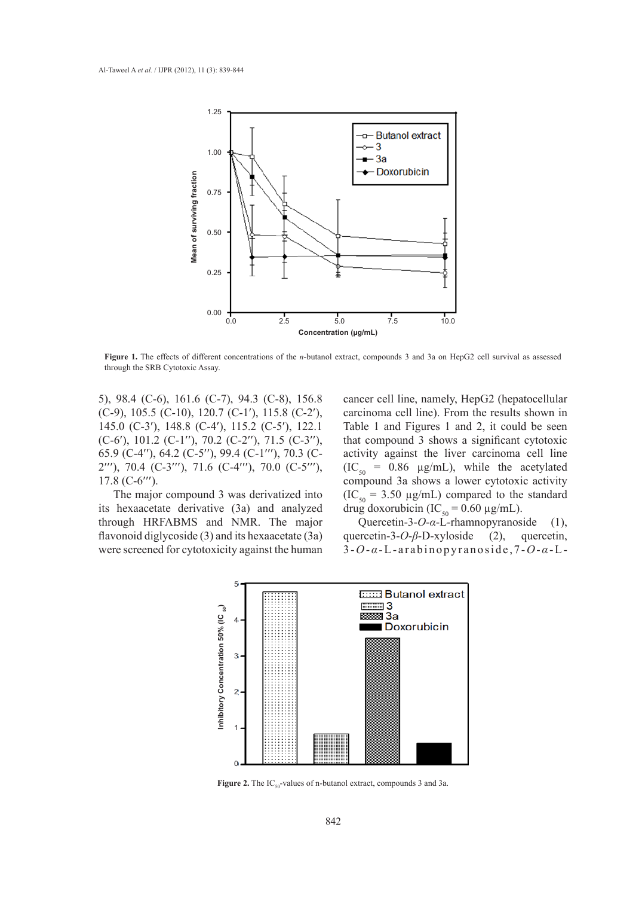Figure 1. The effects of different concentrations of the *n*-butanol extract, compounds 3 and 3a on HepG2 cell survival as assessed through the SRB Cytotoxic Assay.

5), 98.4 (C-6), 161.6 (C-7), 94.3 (C-8), 156.8 (C-9), 105.5 (C-10), 120.7 (C-1′), 115.8 (C-2′), 145.0 (C-3′), 148.8 (C-4′), 115.2 (C-5′), 122.1 (C-6′), 101.2 (C-1″), 70.2 (C-2″), 71.5 (C-3″), 65.9 (C-4″), 64.2 (C-5″), 99.4 (C-1‴), 70.3 (C-2‴), 70.4 (C-3‴), 71.6 (C-4‴), 70.0 (C-5‴), 17.8 (C-6‴).

The major compound 3 was derivatized into its hexaacetate derivative (3a) and analyzed through HRFABMS and NMR. The major flavonoid diglycoside (3) and its hexaacetate (3a) were screened for cytotoxicity against the human cancer cell line, namely, HepG2 (hepatocellular carcinoma cell line). From the results shown in Table 1 and Figures 1 and 2, it could be seen that compound 3 shows a significant cytotoxic activity against the liver carcinoma cell line ($IC_{50}$ = 0.86 µg/mL), while the acetylated compound 3a shows a lower cytotoxic activity ($IC_{50}$ = 3.50 µg/mL) compared to the standard drug doxorubicin ($IC_{50}$ = 0.60 µg/mL).

Quercetin-3-*O*-*α*-L-rhamnopyranoside (1), quercetin-3-*O*-*β*-D-xyloside (2), quercetin, 3-*O*-*α*-L-arabinopyranoside,7-*O*-*α*-L-

Figure 2. The $IC_{50}$-values of n-butanol extract, compounds 3 and 3a.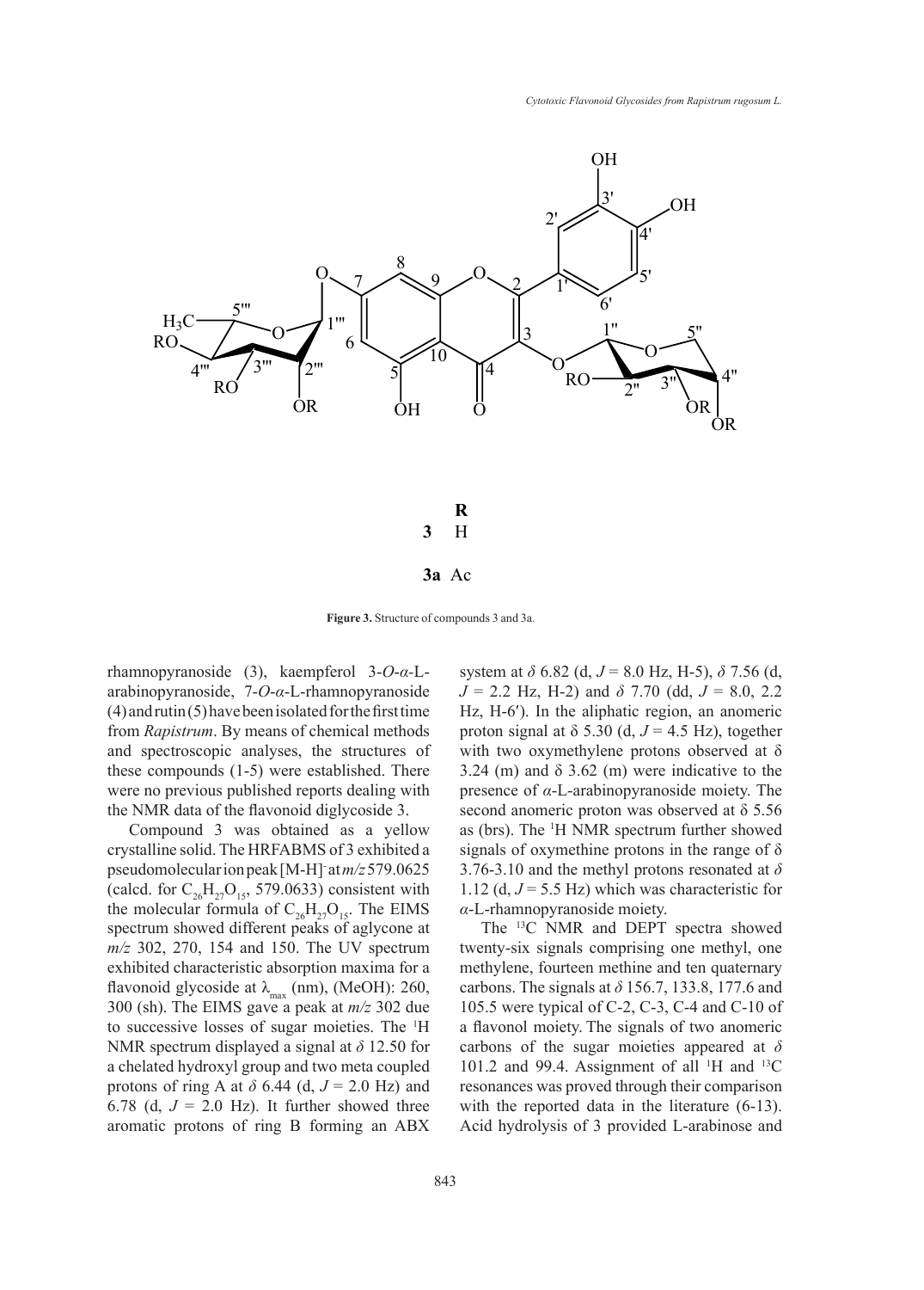**R**

**3** H

**3a** Ac

**Figure 3.** Structure of compounds 3 and 3a.

rhamnopyranoside (3), kaempferol 3-*O*-*α*-L-arabinopyranoside, 7-*O*-*α*-L-rhamnopyranoside (4) and rutin (5) have been isolated for the first time from *Rapistrum*. By means of chemical methods and spectroscopic analyses, the structures of these compounds (1-5) were established. There were no previous published reports dealing with the NMR data of the flavonoid diglycoside 3.

Compound 3 was obtained as a yellow crystalline solid. The HRFABMS of 3 exhibited a pseudomolecular ion peak $[M-H]^-$ at *m/z* 579.0625 (calcd. for $C_{26}H_{27}O_{15}$, 579.0633) consistent with the molecular formula of $C_{26}H_{27}O_{15}$. The EIMS spectrum showed different peaks of aglycone at *m/z* 302, 270, 154 and 150. The UV spectrum exhibited characteristic absorption maxima for a flavonoid glycoside at $\lambda_{max}$ (nm), (MeOH): 260, 300 (sh). The EIMS gave a peak at *m/z* 302 due to successive losses of sugar moieties. The [1]H NMR spectrum displayed a signal at *δ* 12.50 for a chelated hydroxyl group and two meta coupled protons of ring A at *δ* 6.44 (d, *J* = 2.0 Hz) and 6.78 (d, *J* = 2.0 Hz). It further showed three aromatic protons of ring B forming an ABX system at *δ* 6.82 (d, *J* = 8.0 Hz, H-5), *δ* 7.56 (d, *J* = 2.2 Hz, H-2) and *δ* 7.70 (dd, *J* = 8.0, 2.2 Hz, H-6′). In the aliphatic region, an anomeric proton signal at δ 5.30 (d, *J* = 4.5 Hz), together with two oxymethylene protons observed at δ 3.24 (m) and δ 3.62 (m) were indicative to the presence of *α*-L-arabinopyranoside moiety. The second anomeric proton was observed at δ 5.56 as (brs). The [1]H NMR spectrum further showed signals of oxymethine protons in the range of δ 3.76-3.10 and the methyl protons resonated at *δ* 1.12 (d, *J* = 5.5 Hz) which was characteristic for *α*-L-rhamnopyranoside moiety.

The [13]C NMR and DEPT spectra showed twenty-six signals comprising one methyl, one methylene, fourteen methine and ten quaternary carbons. The signals at *δ* 156.7, 133.8, 177.6 and 105.5 were typical of C-2, C-3, C-4 and C-10 of a flavonol moiety. The signals of two anomeric carbons of the sugar moieties appeared at *δ* 101.2 and 99.4. Assignment of all [1]H and [13]C resonances was proved through their comparison with the reported data in the literature (6-13). Acid hydrolysis of 3 provided L-arabinose and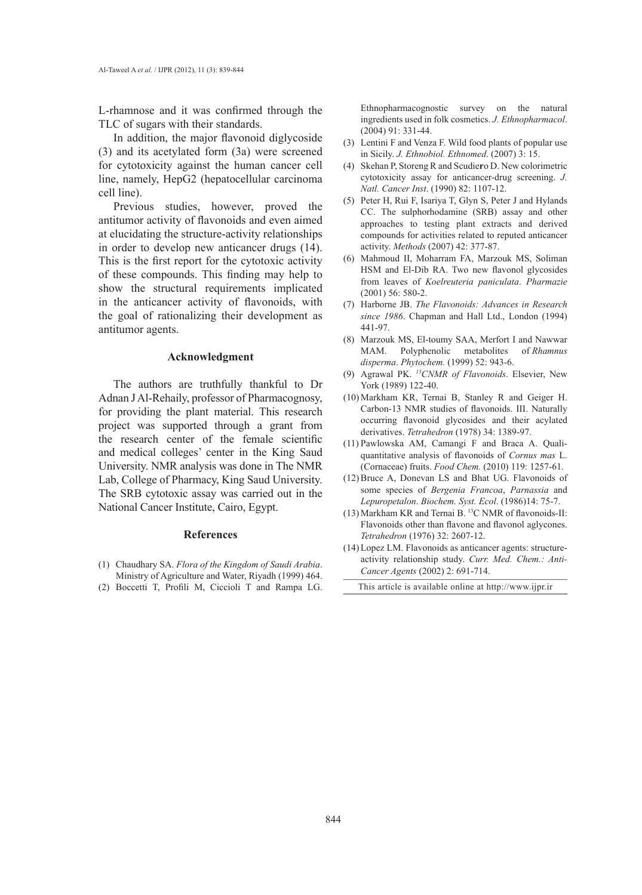L-rhamnose and it was confirmed through the TLC of sugars with their standards.

In addition, the major flavonoid diglycoside (3) and its acetylated form (3a) were screened for cytotoxicity against the human cancer cell line, namely, HepG2 (hepatocellular carcinoma cell line).

Previous studies, however, proved the antitumor activity of flavonoids and even aimed at elucidating the structure-activity relationships in order to develop new anticancer drugs (14). This is the first report for the cytotoxic activity of these compounds. This finding may help to show the structural requirements implicated in the anticancer activity of flavonoids, with the goal of rationalizing their development as antitumor agents.

## Acknowledgment

The authors are truthfully thankful to Dr Adnan J Al-Rehaily, professor of Pharmacognosy, for providing the plant material. This research project was supported through a grant from the research center of the female scientific and medical colleges' center in the King Saud University. NMR analysis was done in The NMR Lab, College of Pharmacy, King Saud University. The SRB cytotoxic assay was carried out in the National Cancer Institute, Cairo, Egypt.

## References

(1) Chaudhary SA. *Flora of the Kingdom of Saudi Arabia*. Ministry of Agriculture and Water, Riyadh (1999) 464.

(2) Boccetti T, Profili M, Ciccioli T and Rampa LG. Ethnopharmacognostic survey on the natural ingredients used in folk cosmetics. *J. Ethnopharmacol*. (2004) 91: 331-44.

(3) Lentini F and Venza F. Wild food plants of popular use in Sicily. *J. Ethnobiol. Ethnomed*. (2007) 3: 15.

(4) Skehan P, Storeng R and Scudiero D. New colorimetric cytotoxicity assay for anticancer-drug screening. *J. Natl. Cancer Inst*. (1990) 82: 1107-12.

(5) Peter H, Rui F, Isariya T, Glyn S, Peter J and Hylands CC. The sulphorhodamine (SRB) assay and other approaches to testing plant extracts and derived compounds for activities related to reputed anticancer activity. *Methods* (2007) 42: 377-87.

(6) Mahmoud II, Moharram FA, Marzouk MS, Soliman HSM and El-Dib RA. Two new flavonol glycosides from leaves of *Koelreuteria paniculata*. *Pharmazie* (2001) 56: 580-2.

(7) Harborne JB. *The Flavonoids: Advances in Research since 1986*. Chapman and Hall Ltd., London (1994) 441-97.

(8) Marzouk MS, El-toumy SAA, Merfort I and Nawwar MAM. Polyphenolic metabolites of *Rhamnus disperma*. *Phytochem.* (1999) 52: 943-6.

(9) Agrawal PK. *$^{13}$CNMR of Flavonoids*. Elsevier, New York (1989) 122-40.

(10) Markham KR, Ternai B, Stanley R and Geiger H. Carbon-13 NMR studies of flavonoids. III. Naturally occurring flavonoid glycosides and their acylated derivatives. *Tetrahedron* (1978) 34: 1389-97.

(11) Pawlowska AM, Camangi F and Braca A. Quali-quantitative analysis of flavonoids of *Cornus mas* L. (Cornaceae) fruits. *Food Chem.* (2010) 119: 1257-61.

(12) Bruce A, Donevan LS and Bhat UG. Flavonoids of some species of *Bergenia Francoa*, *Parnassia* and *Lepuropetalon*. *Biochem. Syst. Ecol*. (1986)14: 75-7.

(13) Markham KR and Ternai B. $^{13}$C NMR of flavonoids-II: Flavonoids other than flavone and flavonol aglycones. *Tetrahedron* (1976) 32: 2607-12.

(14) Lopez LM. Flavonoids as anticancer agents: structure-activity relationship study. *Curr. Med. Chem.: Anti-Cancer Agents* (2002) 2: 691-714.

This article is available online at http://www.ijpr.ir